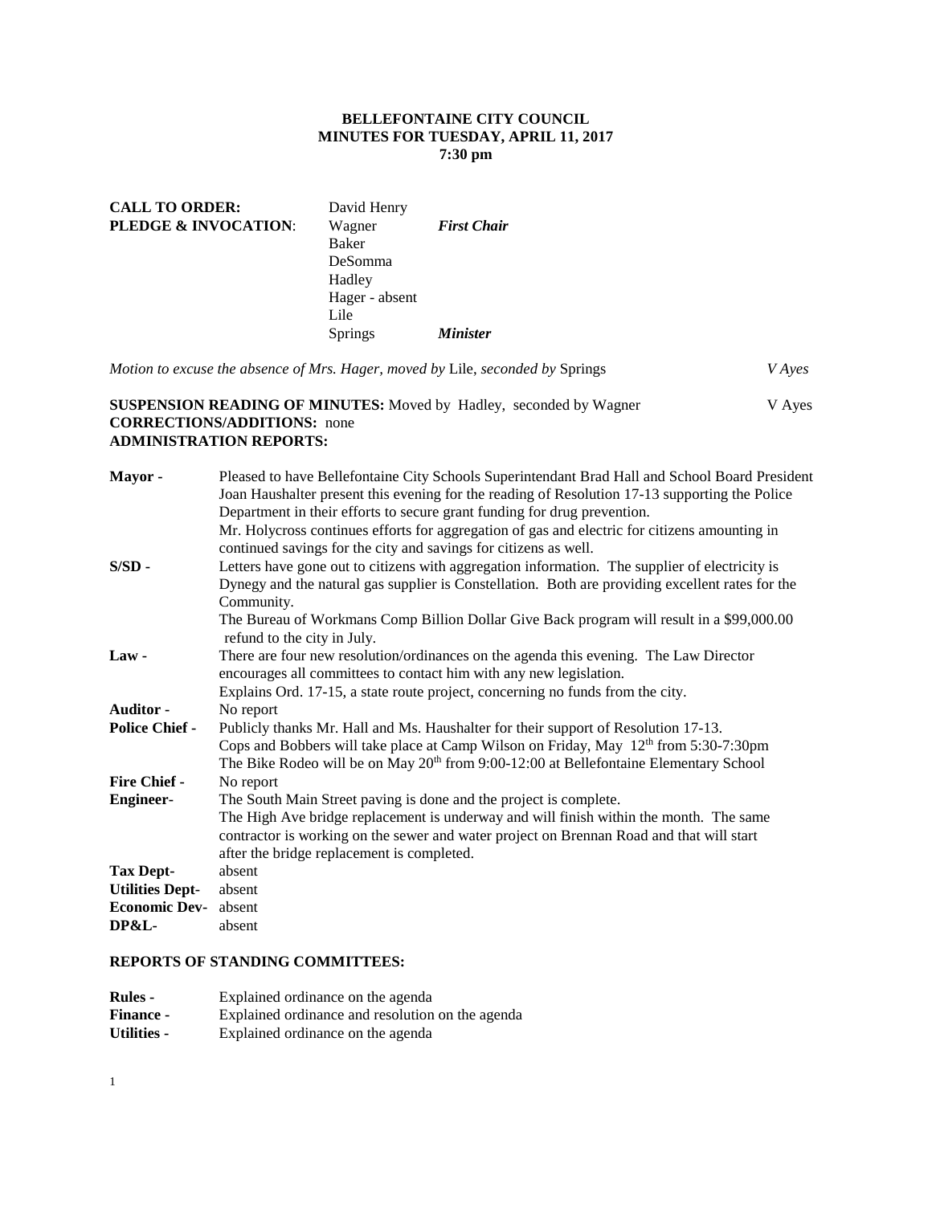**BELLEFONTAINE CITY COUNCIL**
**MINUTES FOR TUESDAY, APRIL 11, 2017**
**7:30 pm**

| | | |
|---|---|---|
| **CALL TO ORDER:** | David Henry | |
| **PLEDGE & INVOCATION**: | Wagner | ***First Chair*** |
| | Baker | |
| | DeSomma | |
| | Hadley | |
| | Hager - absent | |
| | Lile | |
| | Springs | ***Minister*** |

*Motion to excuse the absence of Mrs. Hager, moved by* Lile, *seconded by* Springs *V Ayes*

**SUSPENSION READING OF MINUTES:** Moved by Hadley, seconded by Wagner V Ayes
**CORRECTIONS/ADDITIONS:** none
**ADMINISTRATION REPORTS:**

| | |
|---|---|
| **Mayor -** | Pleased to have Bellefontaine City Schools Superintendant Brad Hall and School Board President Joan Haushalter present this evening for the reading of Resolution 17-13 supporting the Police Department in their efforts to secure grant funding for drug prevention. Mr. Holycross continues efforts for aggregation of gas and electric for citizens amounting in continued savings for the city and savings for citizens as well. |
| **S/SD -** | Letters have gone out to citizens with aggregation information. The supplier of electricity is Dynegy and the natural gas supplier is Constellation. Both are providing excellent rates for the Community. The Bureau of Workmans Comp Billion Dollar Give Back program will result in a $99,000.00 refund to the city in July. |
| **Law -** | There are four new resolution/ordinances on the agenda this evening. The Law Director encourages all committees to contact him with any new legislation. Explains Ord. 17-15, a state route project, concerning no funds from the city. |
| **Auditor -** | No report |
| **Police Chief -** | Publicly thanks Mr. Hall and Ms. Haushalter for their support of Resolution 17-13. Cops and Bobbers will take place at Camp Wilson on Friday, May 12th from 5:30-7:30pm The Bike Rodeo will be on May 20th from 9:00-12:00 at Bellefontaine Elementary School |
| **Fire Chief -** | No report |
| **Engineer-** | The South Main Street paving is done and the project is complete. The High Ave bridge replacement is underway and will finish within the month. The same contractor is working on the sewer and water project on Brennan Road and that will start after the bridge replacement is completed. |
| **Tax Dept-** | absent |
| **Utilities Dept-** | absent |
| **Economic Dev-** | absent |
| **DP&L-** | absent |

**REPORTS OF STANDING COMMITTEES:**

| | |
|---|---|
| **Rules -** | Explained ordinance on the agenda |
| **Finance -** | Explained ordinance and resolution on the agenda |
| **Utilities -** | Explained ordinance on the agenda |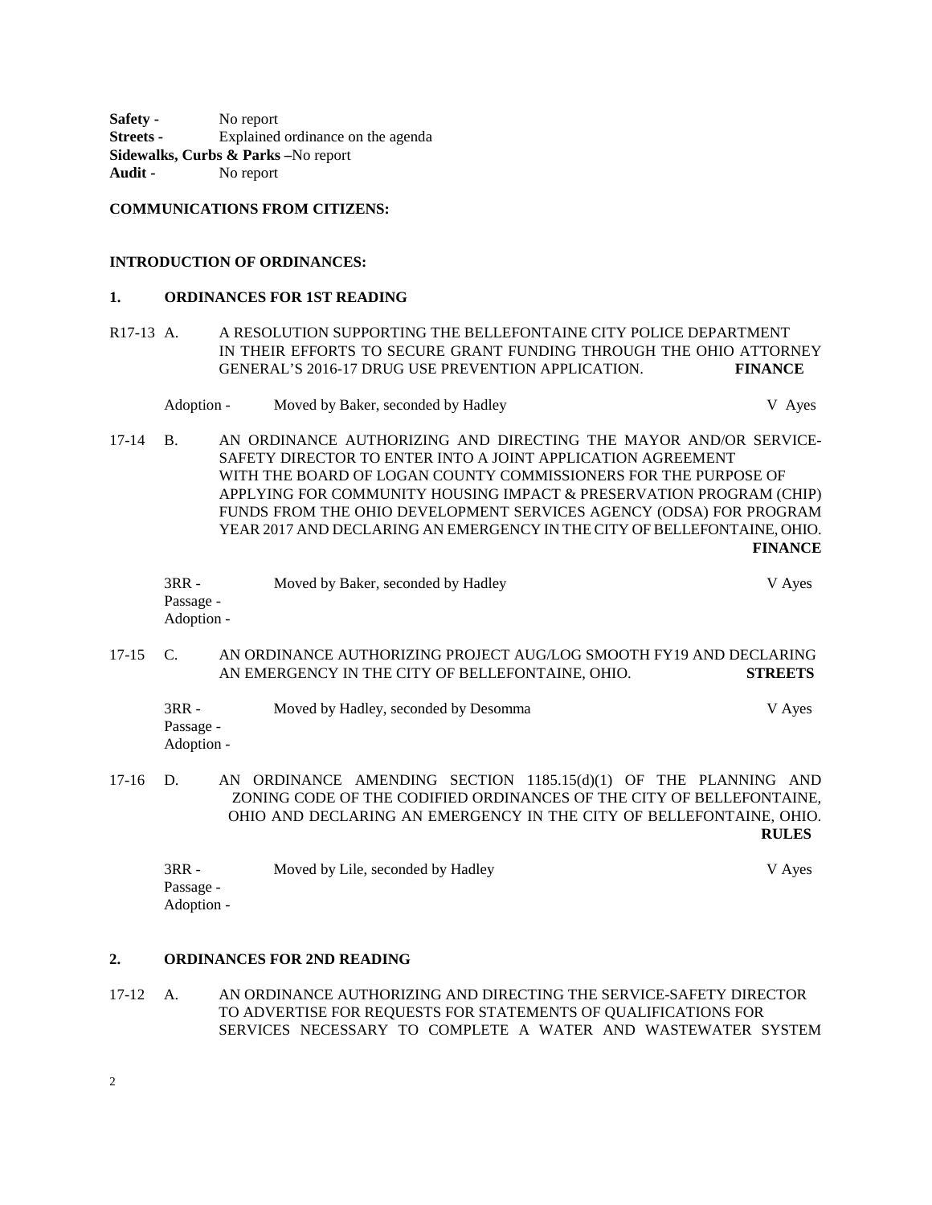**Safety -** No report
**Streets -** Explained ordinance on the agenda
**Sidewalks, Curbs & Parks –**No report
**Audit -** No report

**COMMUNICATIONS FROM CITIZENS:**

**INTRODUCTION OF ORDINANCES:**

**1. ORDINANCES FOR 1ST READING**

R17-13 A. A RESOLUTION SUPPORTING THE BELLEFONTAINE CITY POLICE DEPARTMENT IN THEIR EFFORTS TO SECURE GRANT FUNDING THROUGH THE OHIO ATTORNEY GENERAL'S 2016-17 DRUG USE PREVENTION APPLICATION. **FINANCE**

Adoption - Moved by Baker, seconded by Hadley V Ayes

17-14 B. AN ORDINANCE AUTHORIZING AND DIRECTING THE MAYOR AND/OR SERVICE-SAFETY DIRECTOR TO ENTER INTO A JOINT APPLICATION AGREEMENT WITH THE BOARD OF LOGAN COUNTY COMMISSIONERS FOR THE PURPOSE OF APPLYING FOR COMMUNITY HOUSING IMPACT & PRESERVATION PROGRAM (CHIP) FUNDS FROM THE OHIO DEVELOPMENT SERVICES AGENCY (ODSA) FOR PROGRAM YEAR 2017 AND DECLARING AN EMERGENCY IN THE CITY OF BELLEFONTAINE, OHIO. **FINANCE**

3RR - Moved by Baker, seconded by Hadley V Ayes
Passage -
Adoption -

17-15 C. AN ORDINANCE AUTHORIZING PROJECT AUG/LOG SMOOTH FY19 AND DECLARING AN EMERGENCY IN THE CITY OF BELLEFONTAINE, OHIO. **STREETS**

3RR - Moved by Hadley, seconded by Desomma V Ayes
Passage -
Adoption -

17-16 D. AN ORDINANCE AMENDING SECTION 1185.15(d)(1) OF THE PLANNING AND ZONING CODE OF THE CODIFIED ORDINANCES OF THE CITY OF BELLEFONTAINE, OHIO AND DECLARING AN EMERGENCY IN THE CITY OF BELLEFONTAINE, OHIO. **RULES**

3RR - Moved by Lile, seconded by Hadley V Ayes
Passage -
Adoption -

**2. ORDINANCES FOR 2ND READING**

17-12 A. AN ORDINANCE AUTHORIZING AND DIRECTING THE SERVICE-SAFETY DIRECTOR TO ADVERTISE FOR REQUESTS FOR STATEMENTS OF QUALIFICATIONS FOR SERVICES NECESSARY TO COMPLETE A WATER AND WASTEWATER SYSTEM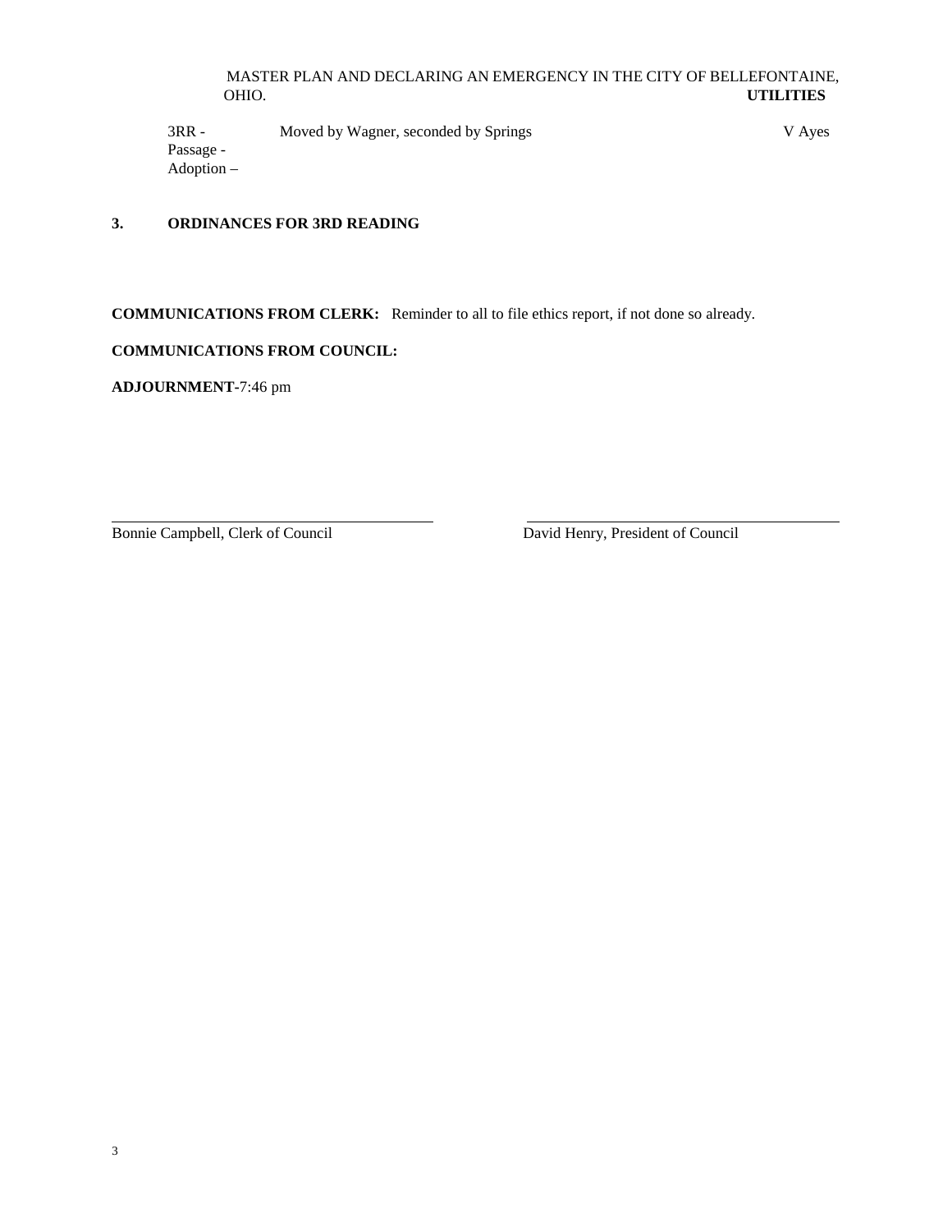MASTER PLAN AND DECLARING AN EMERGENCY IN THE CITY OF BELLEFONTAINE, OHIO. **UTILITIES**

| | | |
|---|---|---|
| 3RR - Passage - Adoption – | Moved by Wagner, seconded by Springs | V Ayes |

**3. ORDINANCES FOR 3RD READING**

**COMMUNICATIONS FROM CLERK:** Reminder to all to file ethics report, if not done so already.

**COMMUNICATIONS FROM COUNCIL:**

**ADJOURNMENT**-7:46 pm

Bonnie Campbell, Clerk of Council

David Henry, President of Council